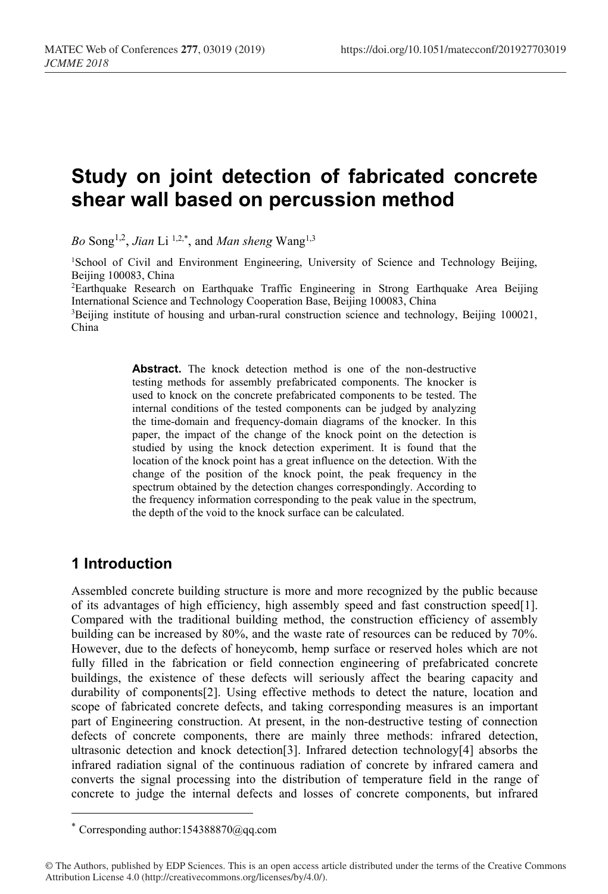# Study on joint detection of fabricated concrete shear wall based on percussion method

*Bo* Song[1,2], *Jian* Li [1,2,*], and *Man sheng* Wang[1,3]

[1]School of Civil and Environment Engineering, University of Science and Technology Beijing, Beijing 100083, China

[2]Earthquake Research on Earthquake Traffic Engineering in Strong Earthquake Area Beijing International Science and Technology Cooperation Base, Beijing 100083, China

[3]Beijing institute of housing and urban-rural construction science and technology, Beijing 100021, China

**Abstract.** The knock detection method is one of the non-destructive testing methods for assembly prefabricated components. The knocker is used to knock on the concrete prefabricated components to be tested. The internal conditions of the tested components can be judged by analyzing the time-domain and frequency-domain diagrams of the knocker. In this paper, the impact of the change of the knock point on the detection is studied by using the knock detection experiment. It is found that the location of the knock point has a great influence on the detection. With the change of the position of the knock point, the peak frequency in the spectrum obtained by the detection changes correspondingly. According to the frequency information corresponding to the peak value in the spectrum, the depth of the void to the knock surface can be calculated.

## 1 Introduction

Assembled concrete building structure is more and more recognized by the public because of its advantages of high efficiency, high assembly speed and fast construction speed[1]. Compared with the traditional building method, the construction efficiency of assembly building can be increased by 80%, and the waste rate of resources can be reduced by 70%. However, due to the defects of honeycomb, hemp surface or reserved holes which are not fully filled in the fabrication or field connection engineering of prefabricated concrete buildings, the existence of these defects will seriously affect the bearing capacity and durability of components[2]. Using effective methods to detect the nature, location and scope of fabricated concrete defects, and taking corresponding measures is an important part of Engineering construction. At present, in the non-destructive testing of connection defects of concrete components, there are mainly three methods: infrared detection, ultrasonic detection and knock detection[3]. Infrared detection technology[4] absorbs the infrared radiation signal of the continuous radiation of concrete by infrared camera and converts the signal processing into the distribution of temperature field in the range of concrete to judge the internal defects and losses of concrete components, but infrared

* Corresponding author:154388870@qq.com

© The Authors, published by EDP Sciences. This is an open access article distributed under the terms of the Creative Commons Attribution License 4.0 (http://creativecommons.org/licenses/by/4.0/).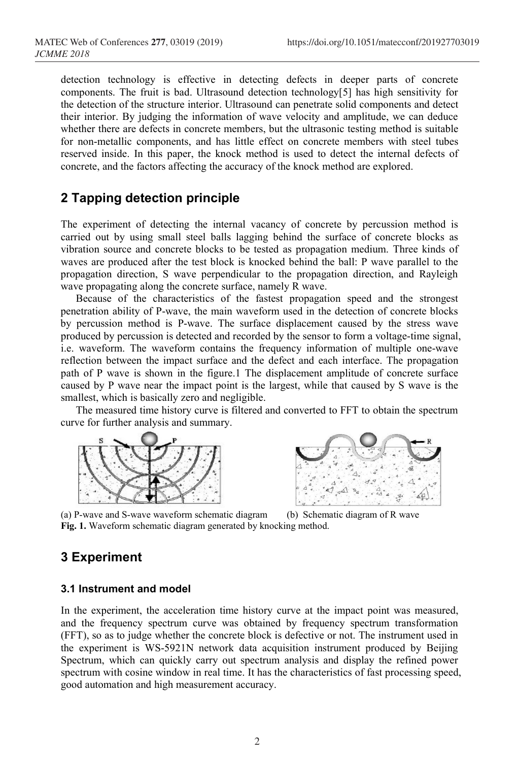detection technology is effective in detecting defects in deeper parts of concrete components. The fruit is bad. Ultrasound detection technology[5] has high sensitivity for the detection of the structure interior. Ultrasound can penetrate solid components and detect their interior. By judging the information of wave velocity and amplitude, we can deduce whether there are defects in concrete members, but the ultrasonic testing method is suitable for non-metallic components, and has little effect on concrete members with steel tubes reserved inside. In this paper, the knock method is used to detect the internal defects of concrete, and the factors affecting the accuracy of the knock method are explored.

## 2 Tapping detection principle

The experiment of detecting the internal vacancy of concrete by percussion method is carried out by using small steel balls lagging behind the surface of concrete blocks as vibration source and concrete blocks to be tested as propagation medium. Three kinds of waves are produced after the test block is knocked behind the ball: P wave parallel to the propagation direction, S wave perpendicular to the propagation direction, and Rayleigh wave propagating along the concrete surface, namely R wave.

Because of the characteristics of the fastest propagation speed and the strongest penetration ability of P-wave, the main waveform used in the detection of concrete blocks by percussion method is P-wave. The surface displacement caused by the stress wave produced by percussion is detected and recorded by the sensor to form a voltage-time signal, i.e. waveform. The waveform contains the frequency information of multiple one-wave reflection between the impact surface and the defect and each interface. The propagation path of P wave is shown in the figure.1 The displacement amplitude of concrete surface caused by P wave near the impact point is the largest, while that caused by S wave is the smallest, which is basically zero and negligible.

The measured time history curve is filtered and converted to FFT to obtain the spectrum curve for further analysis and summary.

(a) P-wave and S-wave waveform schematic diagram (b) Schematic diagram of R wave

**Fig. 1.** Waveform schematic diagram generated by knocking method.

## 3 Experiment

### 3.1 Instrument and model

In the experiment, the acceleration time history curve at the impact point was measured, and the frequency spectrum curve was obtained by frequency spectrum transformation (FFT), so as to judge whether the concrete block is defective or not. The instrument used in the experiment is WS-5921N network data acquisition instrument produced by Beijing Spectrum, which can quickly carry out spectrum analysis and display the refined power spectrum with cosine window in real time. It has the characteristics of fast processing speed, good automation and high measurement accuracy.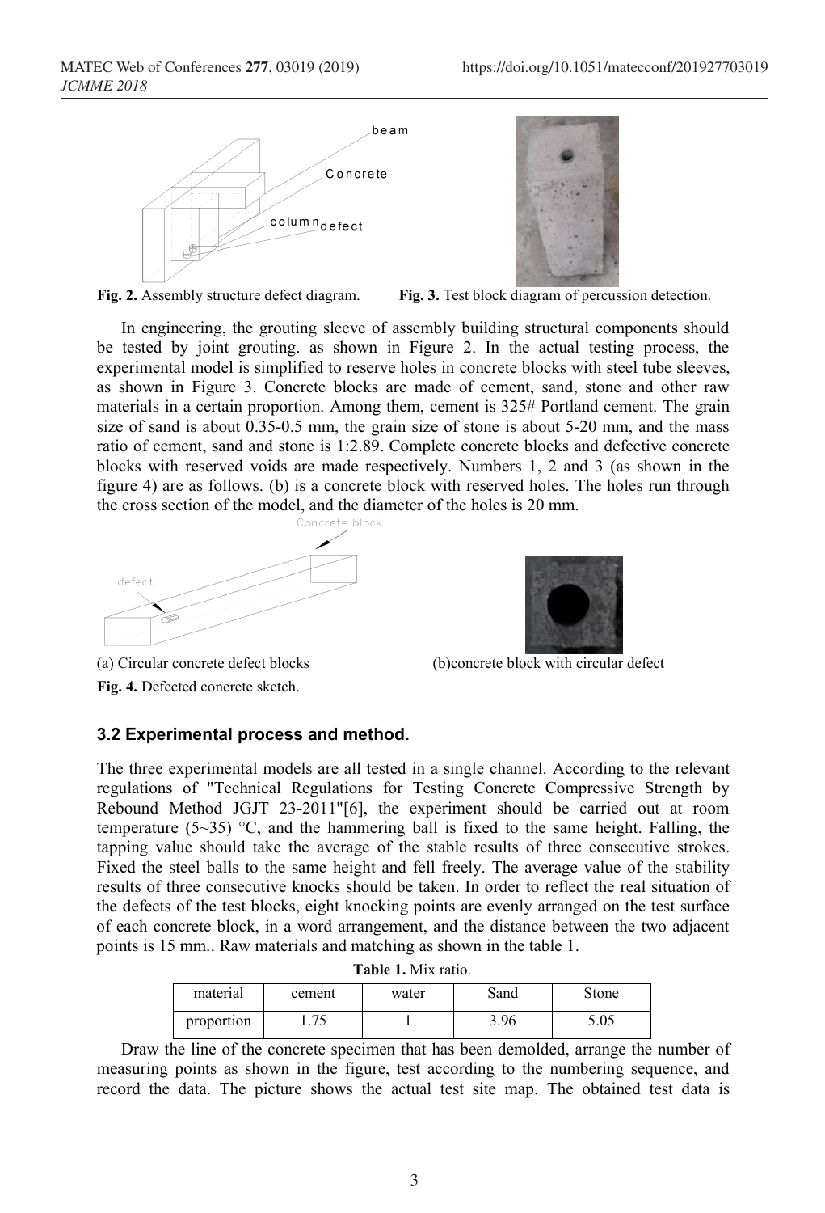**Fig. 2.** Assembly structure defect diagram.

**Fig. 3.** Test block diagram of percussion detection.

In engineering, the grouting sleeve of assembly building structural components should be tested by joint grouting. as shown in Figure 2. In the actual testing process, the experimental model is simplified to reserve holes in concrete blocks with steel tube sleeves, as shown in Figure 3. Concrete blocks are made of cement, sand, stone and other raw materials in a certain proportion. Among them, cement is 325# Portland cement. The grain size of sand is about 0.35-0.5 mm, the grain size of stone is about 5-20 mm, and the mass ratio of cement, sand and stone is 1:2.89. Complete concrete blocks and defective concrete blocks with reserved voids are made respectively. Numbers 1, 2 and 3 (as shown in the figure 4) are as follows. (b) is a concrete block with reserved holes. The holes run through the cross section of the model, and the diameter of the holes is 20 mm.

(a) Circular concrete defect blocks

(b)concrete block with circular defect

**Fig. 4.** Defected concrete sketch.

### 3.2 Experimental process and method.

The three experimental models are all tested in a single channel. According to the relevant regulations of "Technical Regulations for Testing Concrete Compressive Strength by Rebound Method JGJT 23-2011"[6], the experiment should be carried out at room temperature (5~35) °C, and the hammering ball is fixed to the same height. Falling, the tapping value should take the average of the stable results of three consecutive strokes. Fixed the steel balls to the same height and fell freely. The average value of the stability results of three consecutive knocks should be taken. In order to reflect the real situation of the defects of the test blocks, eight knocking points are evenly arranged on the test surface of each concrete block, in a word arrangement, and the distance between the two adjacent points is 15 mm.. Raw materials and matching as shown in the table 1.

**Table 1.** Mix ratio.

| material | cement | water | Sand | Stone |
|---|---|---|---|---|
| proportion | 1.75 | 1 | 3.96 | 5.05 |

Draw the line of the concrete specimen that has been demolded, arrange the number of measuring points as shown in the figure, test according to the numbering sequence, and record the data. The picture shows the actual test site map. The obtained test data is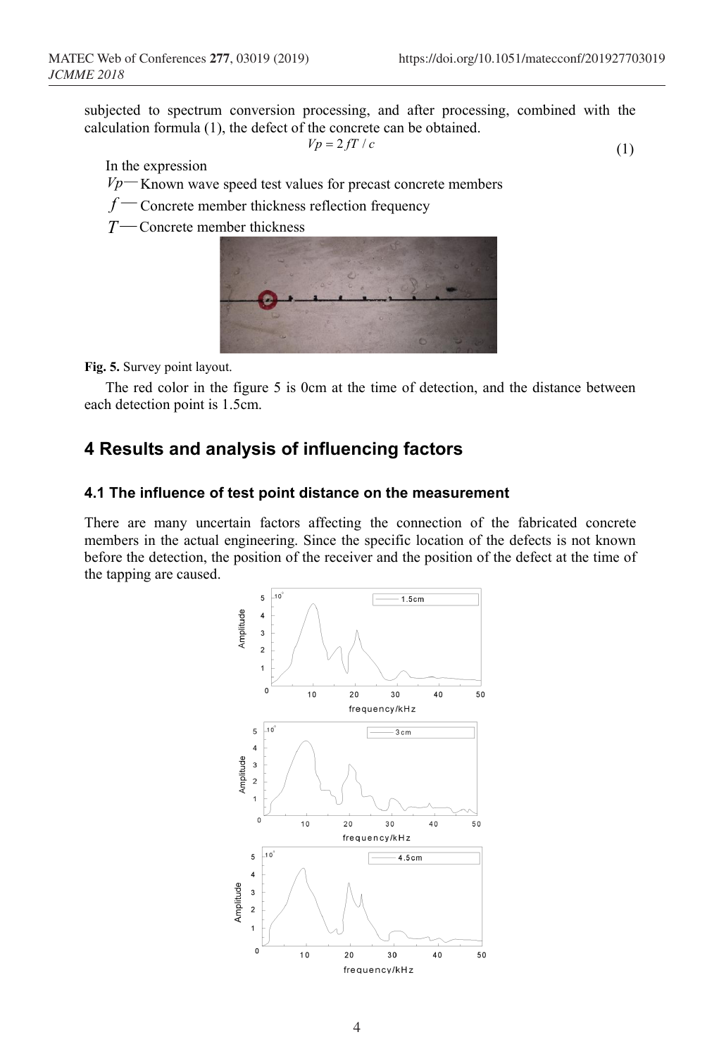subjected to spectrum conversion processing, and after processing, combined with the calculation formula (1), the defect of the concrete can be obtained.

$$Vp = 2fT / c \tag{1}$$

In the expression

$Vp$ — Known wave speed test values for precast concrete members

$f$ — Concrete member thickness reflection frequency

$T$ — Concrete member thickness

**Fig. 5.** Survey point layout.

The red color in the figure 5 is 0cm at the time of detection, and the distance between each detection point is 1.5cm.

## 4 Results and analysis of influencing factors

### 4.1 The influence of test point distance on the measurement

There are many uncertain factors affecting the connection of the fabricated concrete members in the actual engineering. Since the specific location of the defects is not known before the detection, the position of the receiver and the position of the defect at the time of the tapping are caused.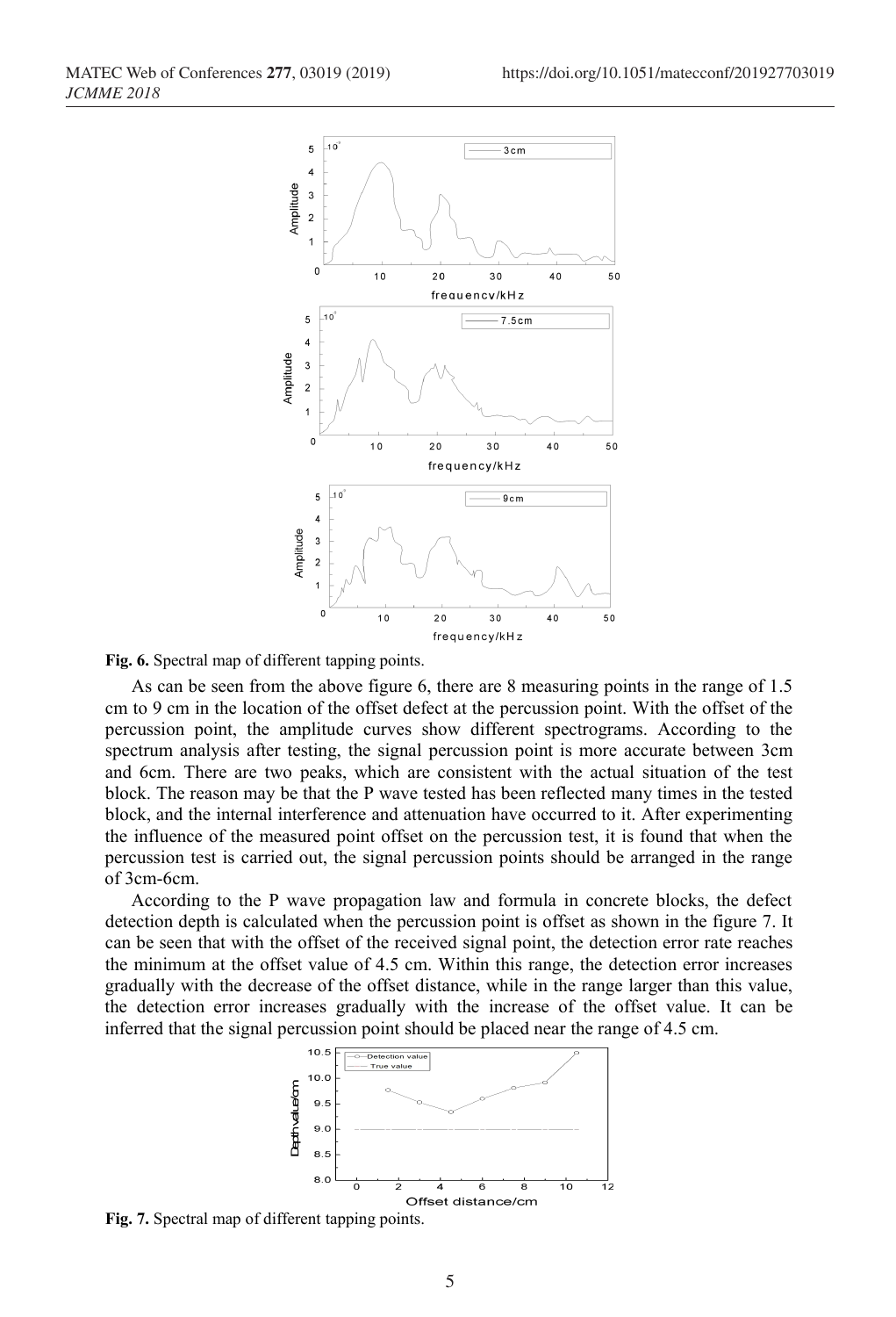**Fig. 6.** Spectral map of different tapping points.

As can be seen from the above figure 6, there are 8 measuring points in the range of 1.5 cm to 9 cm in the location of the offset defect at the percussion point. With the offset of the percussion point, the amplitude curves show different spectrograms. According to the spectrum analysis after testing, the signal percussion point is more accurate between 3cm and 6cm. There are two peaks, which are consistent with the actual situation of the test block. The reason may be that the P wave tested has been reflected many times in the tested block, and the internal interference and attenuation have occurred to it. After experimenting the influence of the measured point offset on the percussion test, it is found that when the percussion test is carried out, the signal percussion points should be arranged in the range of 3cm-6cm.

According to the P wave propagation law and formula in concrete blocks, the defect detection depth is calculated when the percussion point is offset as shown in the figure 7. It can be seen that with the offset of the received signal point, the detection error rate reaches the minimum at the offset value of 4.5 cm. Within this range, the detection error increases gradually with the decrease of the offset distance, while in the range larger than this value, the detection error increases gradually with the increase of the offset value. It can be inferred that the signal percussion point should be placed near the range of 4.5 cm.

**Fig. 7.** Spectral map of different tapping points.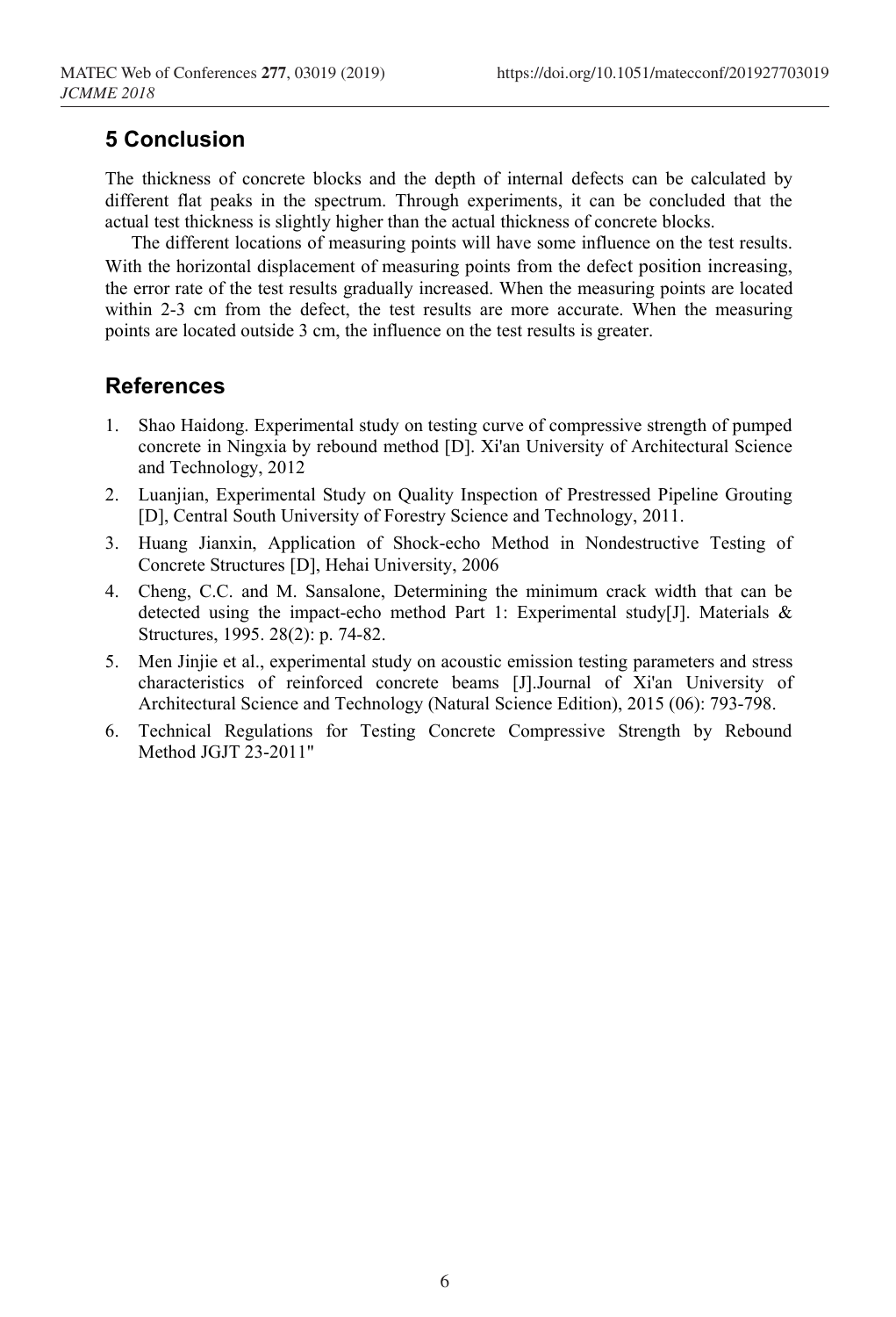## 5 Conclusion

The thickness of concrete blocks and the depth of internal defects can be calculated by different flat peaks in the spectrum. Through experiments, it can be concluded that the actual test thickness is slightly higher than the actual thickness of concrete blocks.

The different locations of measuring points will have some influence on the test results. With the horizontal displacement of measuring points from the defect position increasing, the error rate of the test results gradually increased. When the measuring points are located within 2-3 cm from the defect, the test results are more accurate. When the measuring points are located outside 3 cm, the influence on the test results is greater.

## References

1. Shao Haidong. Experimental study on testing curve of compressive strength of pumped concrete in Ningxia by rebound method [D]. Xi'an University of Architectural Science and Technology, 2012
2. Luanjian, Experimental Study on Quality Inspection of Prestressed Pipeline Grouting [D], Central South University of Forestry Science and Technology, 2011.
3. Huang Jianxin, Application of Shock-echo Method in Nondestructive Testing of Concrete Structures [D], Hehai University, 2006
4. Cheng, C.C. and M. Sansalone, Determining the minimum crack width that can be detected using the impact-echo method Part 1: Experimental study[J]. Materials & Structures, 1995. 28(2): p. 74-82.
5. Men Jinjie et al., experimental study on acoustic emission testing parameters and stress characteristics of reinforced concrete beams [J].Journal of Xi'an University of Architectural Science and Technology (Natural Science Edition), 2015 (06): 793-798.
6. Technical Regulations for Testing Concrete Compressive Strength by Rebound Method JGJT 23-2011"